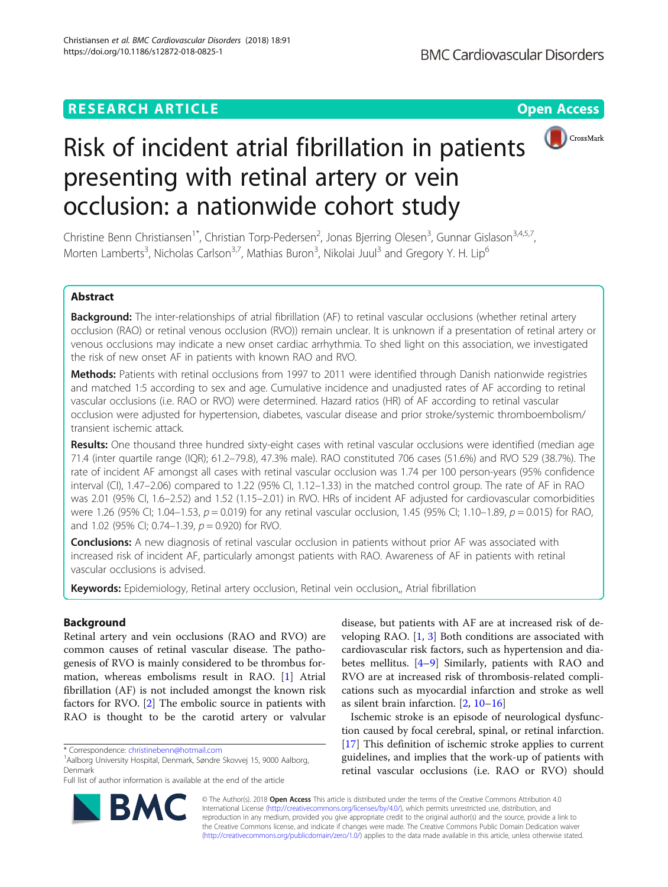RESEARCH ARTICLE

Open Access

# Risk of incident atrial fibrillation in patients presenting with retinal artery or vein occlusion: a nationwide cohort study

Christine Benn Christiansen[1*], Christian Torp-Pedersen[2], Jonas Bjerring Olesen[3], Gunnar Gislason[3,4,5,7], Morten Lamberts[3], Nicholas Carlson[3,7], Mathias Buron[3], Nikolai Juul[3] and Gregory Y. H. Lip[6]

## Abstract

**Background:** The inter-relationships of atrial fibrillation (AF) to retinal vascular occlusions (whether retinal artery occlusion (RAO) or retinal venous occlusion (RVO)) remain unclear. It is unknown if a presentation of retinal artery or venous occlusions may indicate a new onset cardiac arrhythmia. To shed light on this association, we investigated the risk of new onset AF in patients with known RAO and RVO.

**Methods:** Patients with retinal occlusions from 1997 to 2011 were identified through Danish nationwide registries and matched 1:5 according to sex and age. Cumulative incidence and unadjusted rates of AF according to retinal vascular occlusions (i.e. RAO or RVO) were determined. Hazard ratios (HR) of AF according to retinal vascular occlusion were adjusted for hypertension, diabetes, vascular disease and prior stroke/systemic thromboembolism/transient ischemic attack.

**Results:** One thousand three hundred sixty-eight cases with retinal vascular occlusions were identified (median age 71.4 (inter quartile range (IQR); 61.2–79.8), 47.3% male). RAO constituted 706 cases (51.6%) and RVO 529 (38.7%). The rate of incident AF amongst all cases with retinal vascular occlusion was 1.74 per 100 person-years (95% confidence interval (CI), 1.47–2.06) compared to 1.22 (95% CI, 1.12–1.33) in the matched control group. The rate of AF in RAO was 2.01 (95% CI, 1.6–2.52) and 1.52 (1.15–2.01) in RVO. HRs of incident AF adjusted for cardiovascular comorbidities were 1.26 (95% CI; 1.04–1.53, $p = 0.019$) for any retinal vascular occlusion, 1.45 (95% CI; 1.10–1.89, $p = 0.015$) for RAO, and 1.02 (95% CI; 0.74–1.39, $p = 0.920$) for RVO.

**Conclusions:** A new diagnosis of retinal vascular occlusion in patients without prior AF was associated with increased risk of incident AF, particularly amongst patients with RAO. Awareness of AF in patients with retinal vascular occlusions is advised.

**Keywords:** Epidemiology, Retinal artery occlusion, Retinal vein occlusion,, Atrial fibrillation

## Background

Retinal artery and vein occlusions (RAO and RVO) are common causes of retinal vascular disease. The pathogenesis of RVO is mainly considered to be thrombus formation, whereas embolisms result in RAO. [1] Atrial fibrillation (AF) is not included amongst the known risk factors for RVO. [2] The embolic source in patients with RAO is thought to be the carotid artery or valvular disease, but patients with AF are at increased risk of developing RAO. [1, 3] Both conditions are associated with cardiovascular risk factors, such as hypertension and diabetes mellitus. [4–9] Similarly, patients with RAO and RVO are at increased risk of thrombosis-related complications such as myocardial infarction and stroke as well as silent brain infarction. [2, 10–16]

Ischemic stroke is an episode of neurological dysfunction caused by focal cerebral, spinal, or retinal infarction. [17] This definition of ischemic stroke applies to current guidelines, and implies that the work-up of patients with retinal vascular occlusions (i.e. RAO or RVO) should

\* Correspondence: christinebenn@hotmail.com
[1]Aalborg University Hospital, Denmark, Søndre Skovvej 15, 9000 Aalborg, Denmark
Full list of author information is available at the end of the article

© The Author(s). 2018 **Open Access** This article is distributed under the terms of the Creative Commons Attribution 4.0 International License (http://creativecommons.org/licenses/by/4.0/), which permits unrestricted use, distribution, and reproduction in any medium, provided you give appropriate credit to the original author(s) and the source, provide a link to the Creative Commons license, and indicate if changes were made. The Creative Commons Public Domain Dedication waiver (http://creativecommons.org/publicdomain/zero/1.0/) applies to the data made available in this article, unless otherwise stated.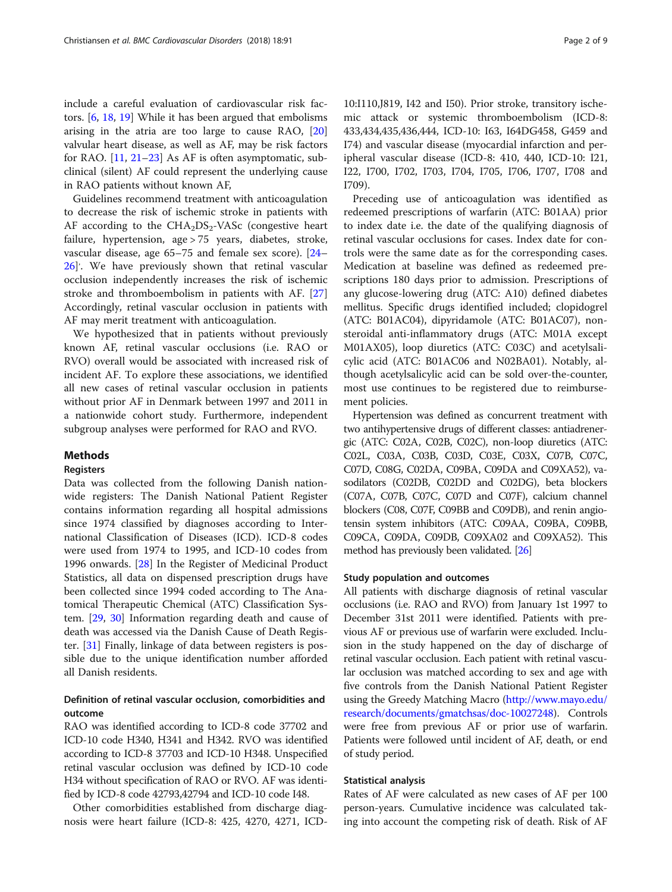include a careful evaluation of cardiovascular risk factors. [6, 18, 19] While it has been argued that embolisms arising in the atria are too large to cause RAO, [20] valvular heart disease, as well as AF, may be risk factors for RAO. [11, 21–23] As AF is often asymptomatic, subclinical (silent) AF could represent the underlying cause in RAO patients without known AF,

Guidelines recommend treatment with anticoagulation to decrease the risk of ischemic stroke in patients with AF according to the $CHA_2DS_2$-VASc (congestive heart failure, hypertension, age > 75 years, diabetes, stroke, vascular disease, age 65–75 and female sex score). [24–26]. We have previously shown that retinal vascular occlusion independently increases the risk of ischemic stroke and thromboembolism in patients with AF. [27] Accordingly, retinal vascular occlusion in patients with AF may merit treatment with anticoagulation.

We hypothesized that in patients without previously known AF, retinal vascular occlusions (i.e. RAO or RVO) overall would be associated with increased risk of incident AF. To explore these associations, we identified all new cases of retinal vascular occlusion in patients without prior AF in Denmark between 1997 and 2011 in a nationwide cohort study. Furthermore, independent subgroup analyses were performed for RAO and RVO.

## Methods

### Registers

Data was collected from the following Danish nationwide registers: The Danish National Patient Register contains information regarding all hospital admissions since 1974 classified by diagnoses according to International Classification of Diseases (ICD). ICD-8 codes were used from 1974 to 1995, and ICD-10 codes from 1996 onwards. [28] In the Register of Medicinal Product Statistics, all data on dispensed prescription drugs have been collected since 1994 coded according to The Anatomical Therapeutic Chemical (ATC) Classification System. [29, 30] Information regarding death and cause of death was accessed via the Danish Cause of Death Register. [31] Finally, linkage of data between registers is possible due to the unique identification number afforded all Danish residents.

### Definition of retinal vascular occlusion, comorbidities and outcome

RAO was identified according to ICD-8 code 37702 and ICD-10 code H340, H341 and H342. RVO was identified according to ICD-8 37703 and ICD-10 H348. Unspecified retinal vascular occlusion was defined by ICD-10 code H34 without specification of RAO or RVO. AF was identified by ICD-8 code 42793,42794 and ICD-10 code I48.

Other comorbidities established from discharge diagnosis were heart failure (ICD-8: 425, 4270, 4271, ICD-10:I110,J819, I42 and I50). Prior stroke, transitory ischemic attack or systemic thromboembolism (ICD-8: 433,434,435,436,444, ICD-10: I63, I64DG458, G459 and I74) and vascular disease (myocardial infarction and peripheral vascular disease (ICD-8: 410, 440, ICD-10: I21, I22, I700, I702, I703, I704, I705, I706, I707, I708 and I709).

Preceding use of anticoagulation was identified as redeemed prescriptions of warfarin (ATC: B01AA) prior to index date i.e. the date of the qualifying diagnosis of retinal vascular occlusions for cases. Index date for controls were the same date as for the corresponding cases. Medication at baseline was defined as redeemed prescriptions 180 days prior to admission. Prescriptions of any glucose-lowering drug (ATC: A10) defined diabetes mellitus. Specific drugs identified included; clopidogrel (ATC: B01AC04), dipyridamole (ATC: B01AC07), non-steroidal anti-inflammatory drugs (ATC: M01A except M01AX05), loop diuretics (ATC: C03C) and acetylsalicylic acid (ATC: B01AC06 and N02BA01). Notably, although acetylsalicylic acid can be sold over-the-counter, most use continues to be registered due to reimbursement policies.

Hypertension was defined as concurrent treatment with two antihypertensive drugs of different classes: antiadrenergic (ATC: C02A, C02B, C02C), non-loop diuretics (ATC: C02L, C03A, C03B, C03D, C03E, C03X, C07B, C07C, C07D, C08G, C02DA, C09BA, C09DA and C09XA52), vasodilators (C02DB, C02DD and C02DG), beta blockers (C07A, C07B, C07C, C07D and C07F), calcium channel blockers (C08, C07F, C09BB and C09DB), and renin angiotensin system inhibitors (ATC: C09AA, C09BA, C09BB, C09CA, C09DA, C09DB, C09XA02 and C09XA52). This method has previously been validated. [26]

### Study population and outcomes

All patients with discharge diagnosis of retinal vascular occlusions (i.e. RAO and RVO) from January 1st 1997 to December 31st 2011 were identified. Patients with previous AF or previous use of warfarin were excluded. Inclusion in the study happened on the day of discharge of retinal vascular occlusion. Each patient with retinal vascular occlusion was matched according to sex and age with five controls from the Danish National Patient Register using the Greedy Matching Macro (http://www.mayo.edu/research/documents/gmatchsas/doc-10027248). Controls were free from previous AF or prior use of warfarin. Patients were followed until incident of AF, death, or end of study period.

### Statistical analysis

Rates of AF were calculated as new cases of AF per 100 person-years. Cumulative incidence was calculated taking into account the competing risk of death. Risk of AF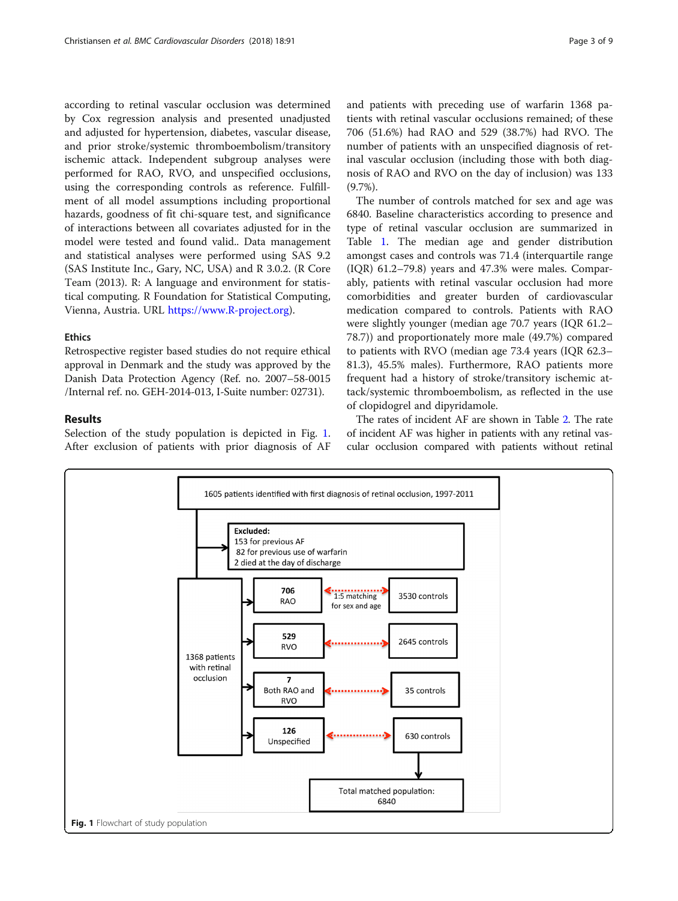according to retinal vascular occlusion was determined by Cox regression analysis and presented unadjusted and adjusted for hypertension, diabetes, vascular disease, and prior stroke/systemic thromboembolism/transitory ischemic attack. Independent subgroup analyses were performed for RAO, RVO, and unspecified occlusions, using the corresponding controls as reference. Fulfillment of all model assumptions including proportional hazards, goodness of fit chi-square test, and significance of interactions between all covariates adjusted for in the model were tested and found valid.. Data management and statistical analyses were performed using SAS 9.2 (SAS Institute Inc., Gary, NC, USA) and R 3.0.2. (R Core Team (2013). R: A language and environment for statistical computing. R Foundation for Statistical Computing, Vienna, Austria. URL https://www.R-project.org).

### Ethics

Retrospective register based studies do not require ethical approval in Denmark and the study was approved by the Danish Data Protection Agency (Ref. no. 2007–58-0015 /Internal ref. no. GEH-2014-013, I-Suite number: 02731).

## Results

Selection of the study population is depicted in Fig. 1. After exclusion of patients with prior diagnosis of AF and patients with preceding use of warfarin 1368 patients with retinal vascular occlusions remained; of these 706 (51.6%) had RAO and 529 (38.7%) had RVO. The number of patients with an unspecified diagnosis of retinal vascular occlusion (including those with both diagnosis of RAO and RVO on the day of inclusion) was 133 (9.7%).

The number of controls matched for sex and age was 6840. Baseline characteristics according to presence and type of retinal vascular occlusion are summarized in Table 1. The median age and gender distribution amongst cases and controls was 71.4 (interquartile range (IQR) 61.2–79.8) years and 47.3% were males. Comparably, patients with retinal vascular occlusion had more comorbidities and greater burden of cardiovascular medication compared to controls. Patients with RAO were slightly younger (median age 70.7 years (IQR 61.2–78.7)) and proportionately more male (49.7%) compared to patients with RVO (median age 73.4 years (IQR 62.3–81.3), 45.5% males). Furthermore, RAO patients more frequent had a history of stroke/transitory ischemic attack/systemic thromboembolism, as reflected in the use of clopidogrel and dipyridamole.

The rates of incident AF are shown in Table 2. The rate of incident AF was higher in patients with any retinal vascular occlusion compared with patients without retinal

1605 patients identified with first diagnosis of retinal occlusion, 1997-2011

Excluded:
153 for previous AF
82 for previous use of warfarin
2 died at the day of discharge

1368 patients with retinal occlusion

- 706 RAO — 1:5 matching for sex and age — 3530 controls
- 529 RVO — 2645 controls
- 7 Both RAO and RVO — 35 controls
- 126 Unspecified — 630 controls

Total matched population: 6840

**Fig. 1** Flowchart of study population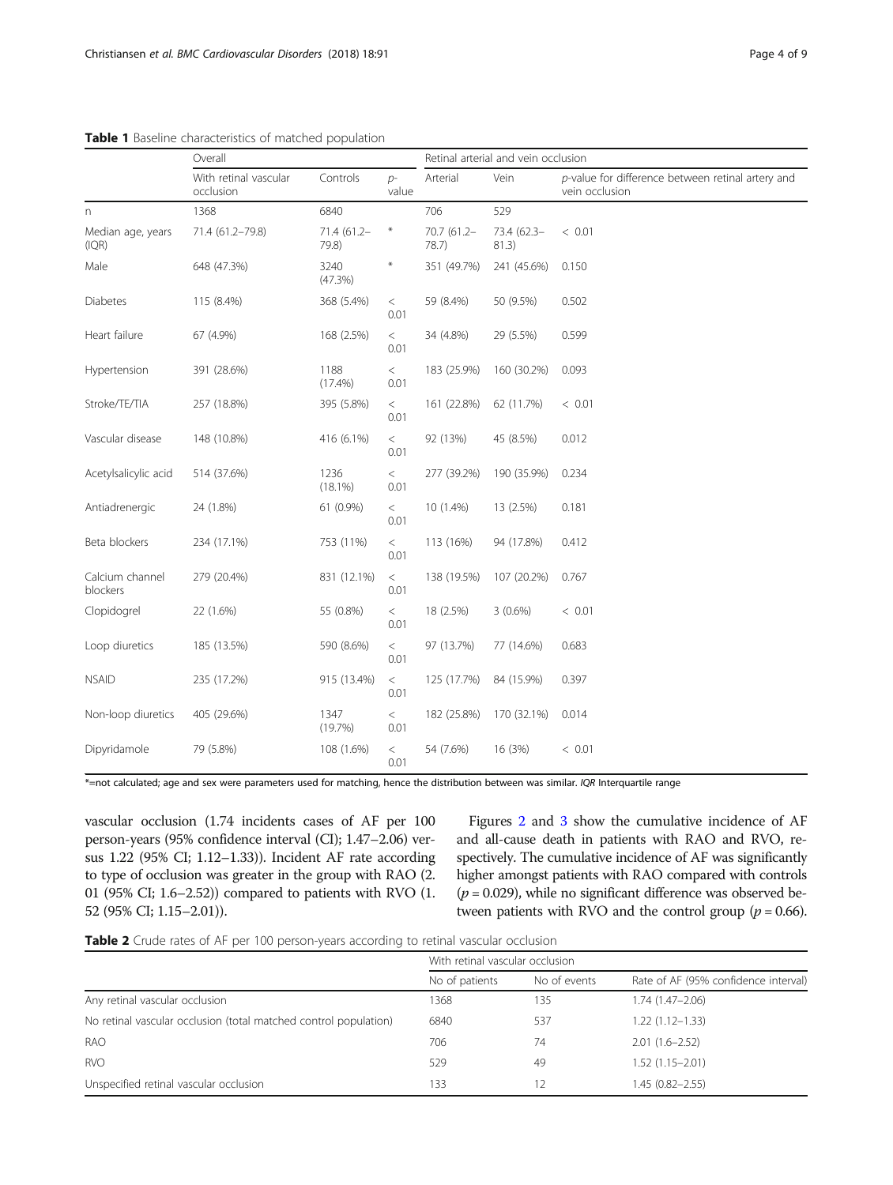**Table 1** Baseline characteristics of matched population

| | Overall | | | Retinal arterial and vein occlusion | | |
|---|---|---|---|---|---|---|
| | With retinal vascular occlusion | Controls | *p*-value | Arterial | Vein | *p*-value for difference between retinal artery and vein occlusion |
| n | 1368 | 6840 | | 706 | 529 | |
| Median age, years (IQR) | 71.4 (61.2–79.8) | 71.4 (61.2–79.8) | * | 70.7 (61.2–78.7) | 73.4 (62.3–81.3) | < 0.01 |
| Male | 648 (47.3%) | 3240 (47.3%) | * | 351 (49.7%) | 241 (45.6%) | 0.150 |
| Diabetes | 115 (8.4%) | 368 (5.4%) | < 0.01 | 59 (8.4%) | 50 (9.5%) | 0.502 |
| Heart failure | 67 (4.9%) | 168 (2.5%) | < 0.01 | 34 (4.8%) | 29 (5.5%) | 0.599 |
| Hypertension | 391 (28.6%) | 1188 (17.4%) | < 0.01 | 183 (25.9%) | 160 (30.2%) | 0.093 |
| Stroke/TE/TIA | 257 (18.8%) | 395 (5.8%) | < 0.01 | 161 (22.8%) | 62 (11.7%) | < 0.01 |
| Vascular disease | 148 (10.8%) | 416 (6.1%) | < 0.01 | 92 (13%) | 45 (8.5%) | 0.012 |
| Acetylsalicylic acid | 514 (37.6%) | 1236 (18.1%) | < 0.01 | 277 (39.2%) | 190 (35.9%) | 0.234 |
| Antiadrenergic | 24 (1.8%) | 61 (0.9%) | < 0.01 | 10 (1.4%) | 13 (2.5%) | 0.181 |
| Beta blockers | 234 (17.1%) | 753 (11%) | < 0.01 | 113 (16%) | 94 (17.8%) | 0.412 |
| Calcium channel blockers | 279 (20.4%) | 831 (12.1%) | < 0.01 | 138 (19.5%) | 107 (20.2%) | 0.767 |
| Clopidogrel | 22 (1.6%) | 55 (0.8%) | < 0.01 | 18 (2.5%) | 3 (0.6%) | < 0.01 |
| Loop diuretics | 185 (13.5%) | 590 (8.6%) | < 0.01 | 97 (13.7%) | 77 (14.6%) | 0.683 |
| NSAID | 235 (17.2%) | 915 (13.4%) | < 0.01 | 125 (17.7%) | 84 (15.9%) | 0.397 |
| Non-loop diuretics | 405 (29.6%) | 1347 (19.7%) | < 0.01 | 182 (25.8%) | 170 (32.1%) | 0.014 |
| Dipyridamole | 79 (5.8%) | 108 (1.6%) | < 0.01 | 54 (7.6%) | 16 (3%) | < 0.01 |

*=not calculated; age and sex were parameters used for matching, hence the distribution between was similar. *IQR* Interquartile range

vascular occlusion (1.74 incidents cases of AF per 100 person-years (95% confidence interval (CI); 1.47–2.06) versus 1.22 (95% CI; 1.12–1.33)). Incident AF rate according to type of occlusion was greater in the group with RAO (2.01 (95% CI; 1.6–2.52)) compared to patients with RVO (1.52 (95% CI; 1.15–2.01)).

Figures 2 and 3 show the cumulative incidence of AF and all-cause death in patients with RAO and RVO, respectively. The cumulative incidence of AF was significantly higher amongst patients with RAO compared with controls ($p = 0.029$), while no significant difference was observed between patients with RVO and the control group ($p = 0.66$).

**Table 2** Crude rates of AF per 100 person-years according to retinal vascular occlusion

| | With retinal vascular occlusion | | |
|---|---|---|---|
| | No of patients | No of events | Rate of AF (95% confidence interval) |
| Any retinal vascular occlusion | 1368 | 135 | 1.74 (1.47–2.06) |
| No retinal vascular occlusion (total matched control population) | 6840 | 537 | 1.22 (1.12–1.33) |
| RAO | 706 | 74 | 2.01 (1.6–2.52) |
| RVO | 529 | 49 | 1.52 (1.15–2.01) |
| Unspecified retinal vascular occlusion | 133 | 12 | 1.45 (0.82–2.55) |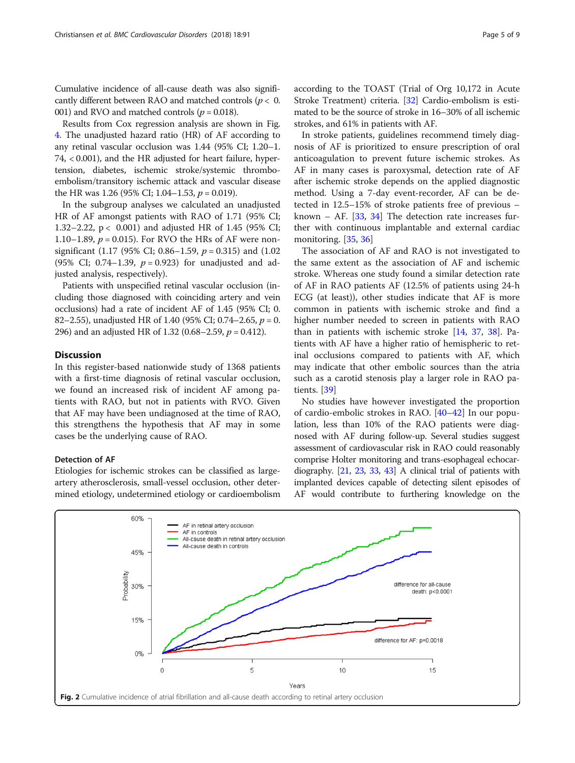Cumulative incidence of all-cause death was also significantly different between RAO and matched controls ($p < 0.001$) and RVO and matched controls ($p = 0.018$).

Results from Cox regression analysis are shown in Fig. 4. The unadjusted hazard ratio (HR) of AF according to any retinal vascular occlusion was 1.44 (95% CI; 1.20–1.74, < 0.001), and the HR adjusted for heart failure, hypertension, diabetes, ischemic stroke/systemic thromboembolism/transitory ischemic attack and vascular disease the HR was 1.26 (95% CI; 1.04–1.53, $p = 0.019$).

In the subgroup analyses we calculated an unadjusted HR of AF amongst patients with RAO of 1.71 (95% CI; 1.32–2.22, $p < 0.001$) and adjusted HR of 1.45 (95% CI; 1.10–1.89, $p = 0.015$). For RVO the HRs of AF were non-significant (1.17 (95% CI; 0.86–1.59, $p = 0.315$) and (1.02 (95% CI; 0.74–1.39, $p = 0.923$) for unadjusted and adjusted analysis, respectively).

Patients with unspecified retinal vascular occlusion (including those diagnosed with coinciding artery and vein occlusions) had a rate of incident AF of 1.45 (95% CI; 0.82–2.55), unadjusted HR of 1.40 (95% CI; 0.74–2.65, $p = 0.296$) and an adjusted HR of 1.32 (0.68–2.59, $p = 0.412$).

## Discussion

In this register-based nationwide study of 1368 patients with a first-time diagnosis of retinal vascular occlusion, we found an increased risk of incident AF among patients with RAO, but not in patients with RVO. Given that AF may have been undiagnosed at the time of RAO, this strengthens the hypothesis that AF may in some cases be the underlying cause of RAO.

### Detection of AF

Etiologies for ischemic strokes can be classified as large-artery atherosclerosis, small-vessel occlusion, other determined etiology, undetermined etiology or cardioembolism according to the TOAST (Trial of Org 10,172 in Acute Stroke Treatment) criteria. [32] Cardio-embolism is estimated to be the source of stroke in 16–30% of all ischemic strokes, and 61% in patients with AF.

In stroke patients, guidelines recommend timely diagnosis of AF is prioritized to ensure prescription of oral anticoagulation to prevent future ischemic strokes. As AF in many cases is paroxysmal, detection rate of AF after ischemic stroke depends on the applied diagnostic method. Using a 7-day event-recorder, AF can be detected in 12.5–15% of stroke patients free of previous – known – AF. [33, 34] The detection rate increases further with continuous implantable and external cardiac monitoring. [35, 36]

The association of AF and RAO is not investigated to the same extent as the association of AF and ischemic stroke. Whereas one study found a similar detection rate of AF in RAO patients AF (12.5% of patients using 24-h ECG (at least)), other studies indicate that AF is more common in patients with ischemic stroke and find a higher number needed to screen in patients with RAO than in patients with ischemic stroke [14, 37, 38]. Patients with AF have a higher ratio of hemispheric to retinal occlusions compared to patients with AF, which may indicate that other embolic sources than the atria such as a carotid stenosis play a larger role in RAO patients. [39]

No studies have however investigated the proportion of cardio-embolic strokes in RAO. [40–42] In our population, less than 10% of the RAO patients were diagnosed with AF during follow-up. Several studies suggest assessment of cardiovascular risk in RAO could reasonably comprise Holter monitoring and trans-esophageal echocardiography. [21, 23, 33, 43] A clinical trial of patients with implanted devices capable of detecting silent episodes of AF would contribute to furthering knowledge on the

**Fig. 2** Cumulative incidence of atrial fibrillation and all-cause death according to retinal artery occlusion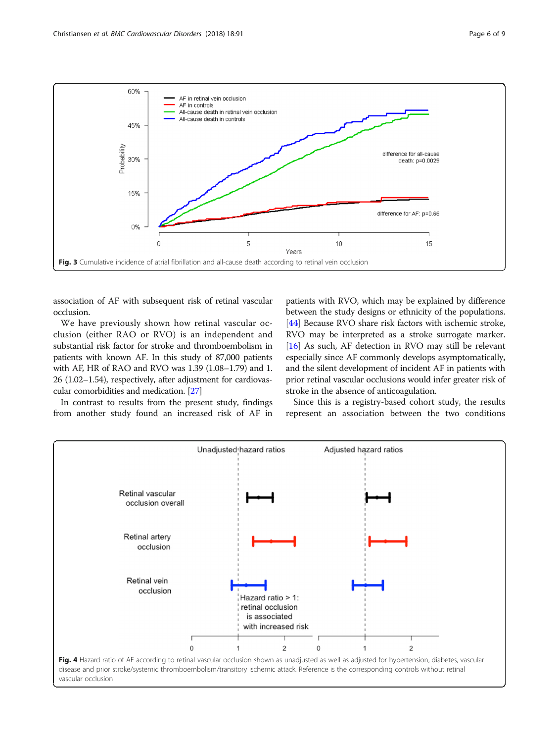Fig. 3 Cumulative incidence of atrial fibrillation and all-cause death according to retinal vein occlusion

association of AF with subsequent risk of retinal vascular occlusion.

We have previously shown how retinal vascular occlusion (either RAO or RVO) is an independent and substantial risk factor for stroke and thromboembolism in patients with known AF. In this study of 87,000 patients with AF, HR of RAO and RVO was 1.39 (1.08–1.79) and 1.26 (1.02–1.54), respectively, after adjustment for cardiovascular comorbidities and medication. [27]

In contrast to results from the present study, findings from another study found an increased risk of AF in patients with RVO, which may be explained by difference between the study designs or ethnicity of the populations. [44] Because RVO share risk factors with ischemic stroke, RVO may be interpreted as a stroke surrogate marker. [16] As such, AF detection in RVO may still be relevant especially since AF commonly develops asymptomatically, and the silent development of incident AF in patients with prior retinal vascular occlusions would infer greater risk of stroke in the absence of anticoagulation.

Since this is a registry-based cohort study, the results represent an association between the two conditions

Fig. 4 Hazard ratio of AF according to retinal vascular occlusion shown as unadjusted as well as adjusted for hypertension, diabetes, vascular disease and prior stroke/systemic thromboembolism/transitory ischemic attack. Reference is the corresponding controls without retinal vascular occlusion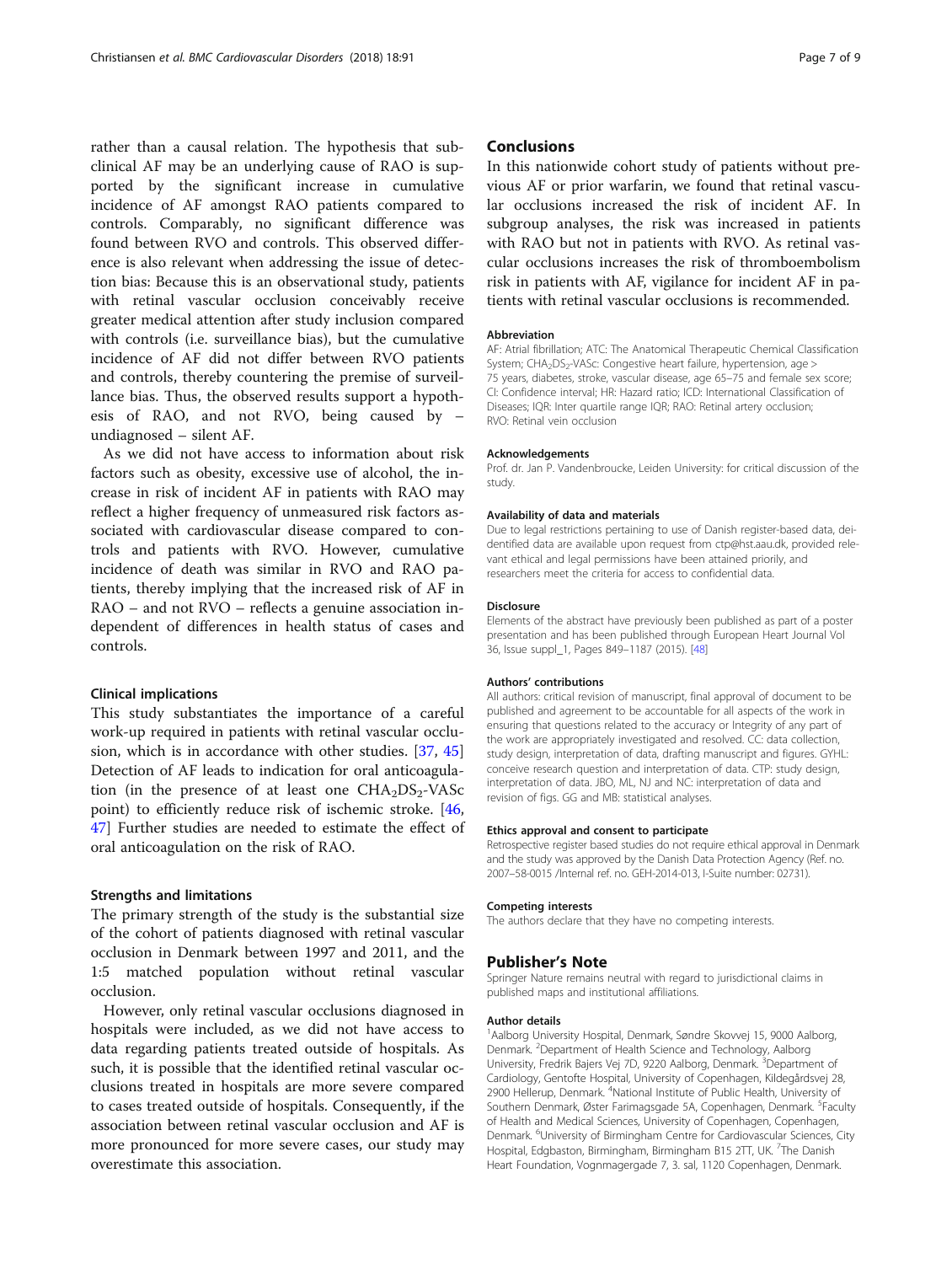rather than a causal relation. The hypothesis that subclinical AF may be an underlying cause of RAO is supported by the significant increase in cumulative incidence of AF amongst RAO patients compared to controls. Comparably, no significant difference was found between RVO and controls. This observed difference is also relevant when addressing the issue of detection bias: Because this is an observational study, patients with retinal vascular occlusion conceivably receive greater medical attention after study inclusion compared with controls (i.e. surveillance bias), but the cumulative incidence of AF did not differ between RVO patients and controls, thereby countering the premise of surveillance bias. Thus, the observed results support a hypothesis of RAO, and not RVO, being caused by – undiagnosed – silent AF.

As we did not have access to information about risk factors such as obesity, excessive use of alcohol, the increase in risk of incident AF in patients with RAO may reflect a higher frequency of unmeasured risk factors associated with cardiovascular disease compared to controls and patients with RVO. However, cumulative incidence of death was similar in RVO and RAO patients, thereby implying that the increased risk of AF in RAO – and not RVO – reflects a genuine association independent of differences in health status of cases and controls.

### Clinical implications

This study substantiates the importance of a careful work-up required in patients with retinal vascular occlusion, which is in accordance with other studies. [37, 45] Detection of AF leads to indication for oral anticoagulation (in the presence of at least one $CHA_2DS_2$-VASc point) to efficiently reduce risk of ischemic stroke. [46, 47] Further studies are needed to estimate the effect of oral anticoagulation on the risk of RAO.

### Strengths and limitations

The primary strength of the study is the substantial size of the cohort of patients diagnosed with retinal vascular occlusion in Denmark between 1997 and 2011, and the 1:5 matched population without retinal vascular occlusion.

However, only retinal vascular occlusions diagnosed in hospitals were included, as we did not have access to data regarding patients treated outside of hospitals. As such, it is possible that the identified retinal vascular occlusions treated in hospitals are more severe compared to cases treated outside of hospitals. Consequently, if the association between retinal vascular occlusion and AF is more pronounced for more severe cases, our study may overestimate this association.

## Conclusions

In this nationwide cohort study of patients without previous AF or prior warfarin, we found that retinal vascular occlusions increased the risk of incident AF. In subgroup analyses, the risk was increased in patients with RAO but not in patients with RVO. As retinal vascular occlusions increases the risk of thromboembolism risk in patients with AF, vigilance for incident AF in patients with retinal vascular occlusions is recommended.

#### Abbreviation

AF: Atrial fibrillation; ATC: The Anatomical Therapeutic Chemical Classification System; $CHA_2DS_2$-VASc: Congestive heart failure, hypertension, age > 75 years, diabetes, stroke, vascular disease, age 65–75 and female sex score; CI: Confidence interval; HR: Hazard ratio; ICD: International Classification of Diseases; IQR: Inter quartile range IQR; RAO: Retinal artery occlusion; RVO: Retinal vein occlusion

#### Acknowledgements

Prof. dr. Jan P. Vandenbroucke, Leiden University: for critical discussion of the study.

#### Availability of data and materials

Due to legal restrictions pertaining to use of Danish register-based data, deidentified data are available upon request from ctp@hst.aau.dk, provided relevant ethical and legal permissions have been attained priorily, and researchers meet the criteria for access to confidential data.

#### Disclosure

Elements of the abstract have previously been published as part of a poster presentation and has been published through European Heart Journal Vol 36, Issue suppl_1, Pages 849–1187 (2015). [48]

#### Authors' contributions

All authors: critical revision of manuscript, final approval of document to be published and agreement to be accountable for all aspects of the work in ensuring that questions related to the accuracy or Integrity of any part of the work are appropriately investigated and resolved. CC: data collection, study design, interpretation of data, drafting manuscript and figures. GYHL: conceive research question and interpretation of data. CTP: study design, interpretation of data. JBO, ML, NJ and NC: interpretation of data and revision of figs. GG and MB: statistical analyses.

#### Ethics approval and consent to participate

Retrospective register based studies do not require ethical approval in Denmark and the study was approved by the Danish Data Protection Agency (Ref. no. 2007–58-0015 /Internal ref. no. GEH-2014-013, I-Suite number: 02731).

#### Competing interests

The authors declare that they have no competing interests.

## Publisher's Note

Springer Nature remains neutral with regard to jurisdictional claims in published maps and institutional affiliations.

#### Author details

[1]Aalborg University Hospital, Denmark, Søndre Skovvej 15, 9000 Aalborg, Denmark. [2]Department of Health Science and Technology, Aalborg University, Fredrik Bajers Vej 7D, 9220 Aalborg, Denmark. [3]Department of Cardiology, Gentofte Hospital, University of Copenhagen, Kildegårdsvej 28, 2900 Hellerup, Denmark. [4]National Institute of Public Health, University of Southern Denmark, Øster Farimagsgade 5A, Copenhagen, Denmark. [5]Faculty of Health and Medical Sciences, University of Copenhagen, Copenhagen, Denmark. [6]University of Birmingham Centre for Cardiovascular Sciences, City Hospital, Edgbaston, Birmingham, Birmingham B15 2TT, UK. [7]The Danish Heart Foundation, Vognmagergade 7, 3. sal, 1120 Copenhagen, Denmark.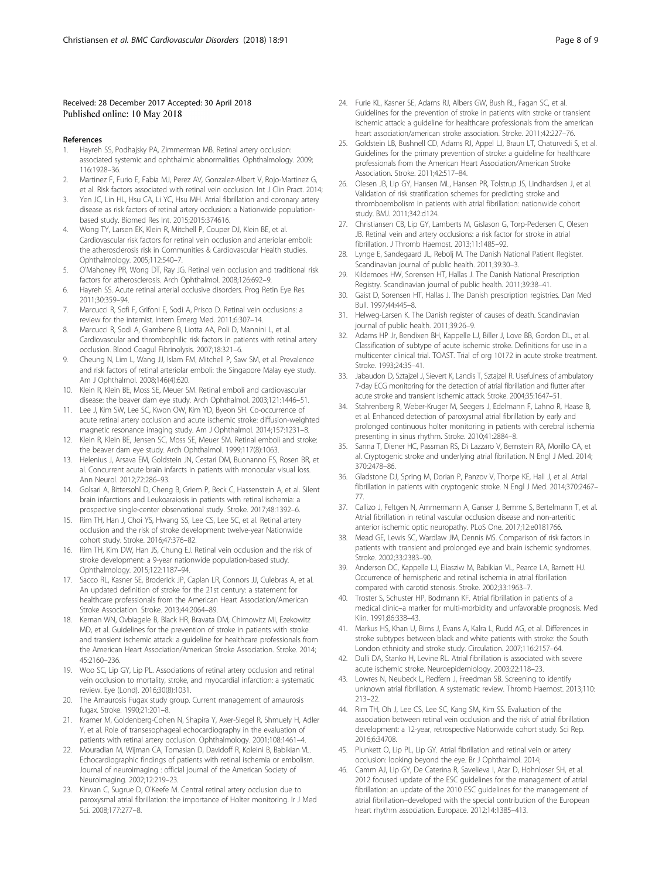Received: 28 December 2017 Accepted: 30 April 2018
Published online: 10 May 2018

## References

1. Hayreh SS, Podhajsky PA, Zimmerman MB. Retinal artery occlusion: associated systemic and ophthalmic abnormalities. Ophthalmology. 2009; 116:1928–36.
2. Martinez F, Furio E, Fabia MJ, Perez AV, Gonzalez-Albert V, Rojo-Martinez G, et al. Risk factors associated with retinal vein occlusion. Int J Clin Pract. 2014;
3. Yen JC, Lin HL, Hsu CA, Li YC, Hsu MH. Atrial fibrillation and coronary artery disease as risk factors of retinal artery occlusion: a Nationwide population-based study. Biomed Res Int. 2015;2015:374616.
4. Wong TY, Larsen EK, Klein R, Mitchell P, Couper DJ, Klein BE, et al. Cardiovascular risk factors for retinal vein occlusion and arteriolar emboli: the atherosclerosis risk in Communities & Cardiovascular Health studies. Ophthalmology. 2005;112:540–7.
5. O'Mahoney PR, Wong DT, Ray JG. Retinal vein occlusion and traditional risk factors for atherosclerosis. Arch Ophthalmol. 2008;126:692–9.
6. Hayreh SS. Acute retinal arterial occlusive disorders. Prog Retin Eye Res. 2011;30:359–94.
7. Marcucci R, Sofi F, Grifoni E, Sodi A, Prisco D. Retinal vein occlusions: a review for the internist. Intern Emerg Med. 2011;6:307–14.
8. Marcucci R, Sodi A, Giambene B, Liotta AA, Poli D, Mannini L, et al. Cardiovascular and thrombophilic risk factors in patients with retinal artery occlusion. Blood Coagul Fibrinolysis. 2007;18:321–6.
9. Cheung N, Lim L, Wang JJ, Islam FM, Mitchell P, Saw SM, et al. Prevalence and risk factors of retinal arteriolar emboli: the Singapore Malay eye study. Am J Ophthalmol. 2008;146(4):620.
10. Klein R, Klein BE, Moss SE, Meuer SM. Retinal emboli and cardiovascular disease: the beaver dam eye study. Arch Ophthalmol. 2003;121:1446–51.
11. Lee J, Kim SW, Lee SC, Kwon OW, Kim YD, Byeon SH. Co-occurrence of acute retinal artery occlusion and acute ischemic stroke: diffusion-weighted magnetic resonance imaging study. Am J Ophthalmol. 2014;157:1231–8.
12. Klein R, Klein BE, Jensen SC, Moss SE, Meuer SM. Retinal emboli and stroke: the beaver dam eye study. Arch Ophthalmol. 1999;117(8):1063.
13. Helenius J, Arsava EM, Goldstein JN, Cestari DM, Buonanno FS, Rosen BR, et al. Concurrent acute brain infarcts in patients with monocular visual loss. Ann Neurol. 2012;72:286–93.
14. Golsari A, Bittersohl D, Cheng B, Griem P, Beck C, Hassenstein A, et al. Silent brain infarctions and Leukoaraiosis in patients with retinal ischemia: a prospective single-center observational study. Stroke. 2017;48:1392–6.
15. Rim TH, Han J, Choi YS, Hwang SS, Lee CS, Lee SC, et al. Retinal artery occlusion and the risk of stroke development: twelve-year Nationwide cohort study. Stroke. 2016;47:376–82.
16. Rim TH, Kim DW, Han JS, Chung EJ. Retinal vein occlusion and the risk of stroke development: a 9-year nationwide population-based study. Ophthalmology. 2015;122:1187–94.
17. Sacco RL, Kasner SE, Broderick JP, Caplan LR, Connors JJ, Culebras A, et al. An updated definition of stroke for the 21st century: a statement for healthcare professionals from the American Heart Association/American Stroke Association. Stroke. 2013;44:2064–89.
18. Kernan WN, Ovbiagele B, Black HR, Bravata DM, Chimowitz MI, Ezekowitz MD, et al. Guidelines for the prevention of stroke in patients with stroke and transient ischemic attack: a guideline for healthcare professionals from the American Heart Association/American Stroke Association. Stroke. 2014; 45:2160–236.
19. Woo SC, Lip GY, Lip PL. Associations of retinal artery occlusion and retinal vein occlusion to mortality, stroke, and myocardial infarction: a systematic review. Eye (Lond). 2016;30(8):1031.
20. The Amaurosis Fugax study group. Current management of amaurosis fugax. Stroke. 1990;21:201–8.
21. Kramer M, Goldenberg-Cohen N, Shapira Y, Axer-Siegel R, Shmuely H, Adler Y, et al. Role of transesophageal echocardiography in the evaluation of patients with retinal artery occlusion. Ophthalmology. 2001;108:1461–4.
22. Mouradian M, Wijman CA, Tomasian D, Davidoff R, Koleini B, Babikian VL. Echocardiographic findings of patients with retinal ischemia or embolism. Journal of neuroimaging : official journal of the American Society of Neuroimaging. 2002;12:219–23.
23. Kirwan C, Sugrue D, O'Keefe M. Central retinal artery occlusion due to paroxysmal atrial fibrillation: the importance of Holter monitoring. Ir J Med Sci. 2008;177:277–8.
24. Furie KL, Kasner SE, Adams RJ, Albers GW, Bush RL, Fagan SC, et al. Guidelines for the prevention of stroke in patients with stroke or transient ischemic attack: a guideline for healthcare professionals from the american heart association/american stroke association. Stroke. 2011;42:227–76.
25. Goldstein LB, Bushnell CD, Adams RJ, Appel LJ, Braun LT, Chaturvedi S, et al. Guidelines for the primary prevention of stroke: a guideline for healthcare professionals from the American Heart Association/American Stroke Association. Stroke. 2011;42:517–84.
26. Olesen JB, Lip GY, Hansen ML, Hansen PR, Tolstrup JS, Lindhardsen J, et al. Validation of risk stratification schemes for predicting stroke and thromboembolism in patients with atrial fibrillation: nationwide cohort study. BMJ. 2011;342:d124.
27. Christiansen CB, Lip GY, Lamberts M, Gislason G, Torp-Pedersen C, Olesen JB. Retinal vein and artery occlusions: a risk factor for stroke in atrial fibrillation. J Thromb Haemost. 2013;11:1485–92.
28. Lynge E, Sandegaard JL, Rebolj M. The Danish National Patient Register. Scandinavian journal of public health. 2011;39:30–3.
29. Kildemoes HW, Sorensen HT, Hallas J. The Danish National Prescription Registry. Scandinavian journal of public health. 2011;39:38–41.
30. Gaist D, Sorensen HT, Hallas J. The Danish prescription registries. Dan Med Bull. 1997;44:445–8.
31. Helweg-Larsen K. The Danish register of causes of death. Scandinavian journal of public health. 2011;39:26–9.
32. Adams HP Jr, Bendixen BH, Kappelle LJ, Biller J, Love BB, Gordon DL, et al. Classification of subtype of acute ischemic stroke. Definitions for use in a multicenter clinical trial. TOAST. Trial of org 10172 in acute stroke treatment. Stroke. 1993;24:35–41.
33. Jabaudon D, Sztajzel J, Sievert K, Landis T, Sztajzel R. Usefulness of ambulatory 7-day ECG monitoring for the detection of atrial fibrillation and flutter after acute stroke and transient ischemic attack. Stroke. 2004;35:1647–51.
34. Stahrenberg R, Weber-Kruger M, Seegers J, Edelmann F, Lahno R, Haase B, et al. Enhanced detection of paroxysmal atrial fibrillation by early and prolonged continuous holter monitoring in patients with cerebral ischemia presenting in sinus rhythm. Stroke. 2010;41:2884–8.
35. Sanna T, Diener HC, Passman RS, Di Lazzaro V, Bernstein RA, Morillo CA, et al. Cryptogenic stroke and underlying atrial fibrillation. N Engl J Med. 2014; 370:2478–86.
36. Gladstone DJ, Spring M, Dorian P, Panzov V, Thorpe KE, Hall J, et al. Atrial fibrillation in patients with cryptogenic stroke. N Engl J Med. 2014;370:2467–77.
37. Callizo J, Feltgen N, Ammermann A, Ganser J, Bemme S, Bertelmann T, et al. Atrial fibrillation in retinal vascular occlusion disease and non-arteritic anterior ischemic optic neuropathy. PLoS One. 2017;12:e0181766.
38. Mead GE, Lewis SC, Wardlaw JM, Dennis MS. Comparison of risk factors in patients with transient and prolonged eye and brain ischemic syndromes. Stroke. 2002;33:2383–90.
39. Anderson DC, Kappelle LJ, Eliasziw M, Babikian VL, Pearce LA, Barnett HJ. Occurrence of hemispheric and retinal ischemia in atrial fibrillation compared with carotid stenosis. Stroke. 2002;33:1963–7.
40. Troster S, Schuster HP, Bodmann KF. Atrial fibrillation in patients of a medical clinic–a marker for multi-morbidity and unfavorable prognosis. Med Klin. 1991;86:338–43.
41. Markus HS, Khan U, Birns J, Evans A, Kalra L, Rudd AG, et al. Differences in stroke subtypes between black and white patients with stroke: the South London ethnicity and stroke study. Circulation. 2007;116:2157–64.
42. Dulli DA, Stanko H, Levine RL. Atrial fibrillation is associated with severe acute ischemic stroke. Neuroepidemiology. 2003;22:118–23.
43. Lowres N, Neubeck L, Redfern J, Freedman SB. Screening to identify unknown atrial fibrillation. A systematic review. Thromb Haemost. 2013;110: 213–22.
44. Rim TH, Oh J, Lee CS, Lee SC, Kang SM, Kim SS. Evaluation of the association between retinal vein occlusion and the risk of atrial fibrillation development: a 12-year, retrospective Nationwide cohort study. Sci Rep. 2016;6:34708.
45. Plunkett O, Lip PL, Lip GY. Atrial fibrillation and retinal vein or artery occlusion: looking beyond the eye. Br J Ophthalmol. 2014;
46. Camm AJ, Lip GY, De Caterina R, Savelieva I, Atar D, Hohnloser SH, et al. 2012 focused update of the ESC guidelines for the management of atrial fibrillation: an update of the 2010 ESC guidelines for the management of atrial fibrillation–developed with the special contribution of the European heart rhythm association. Europace. 2012;14:1385–413.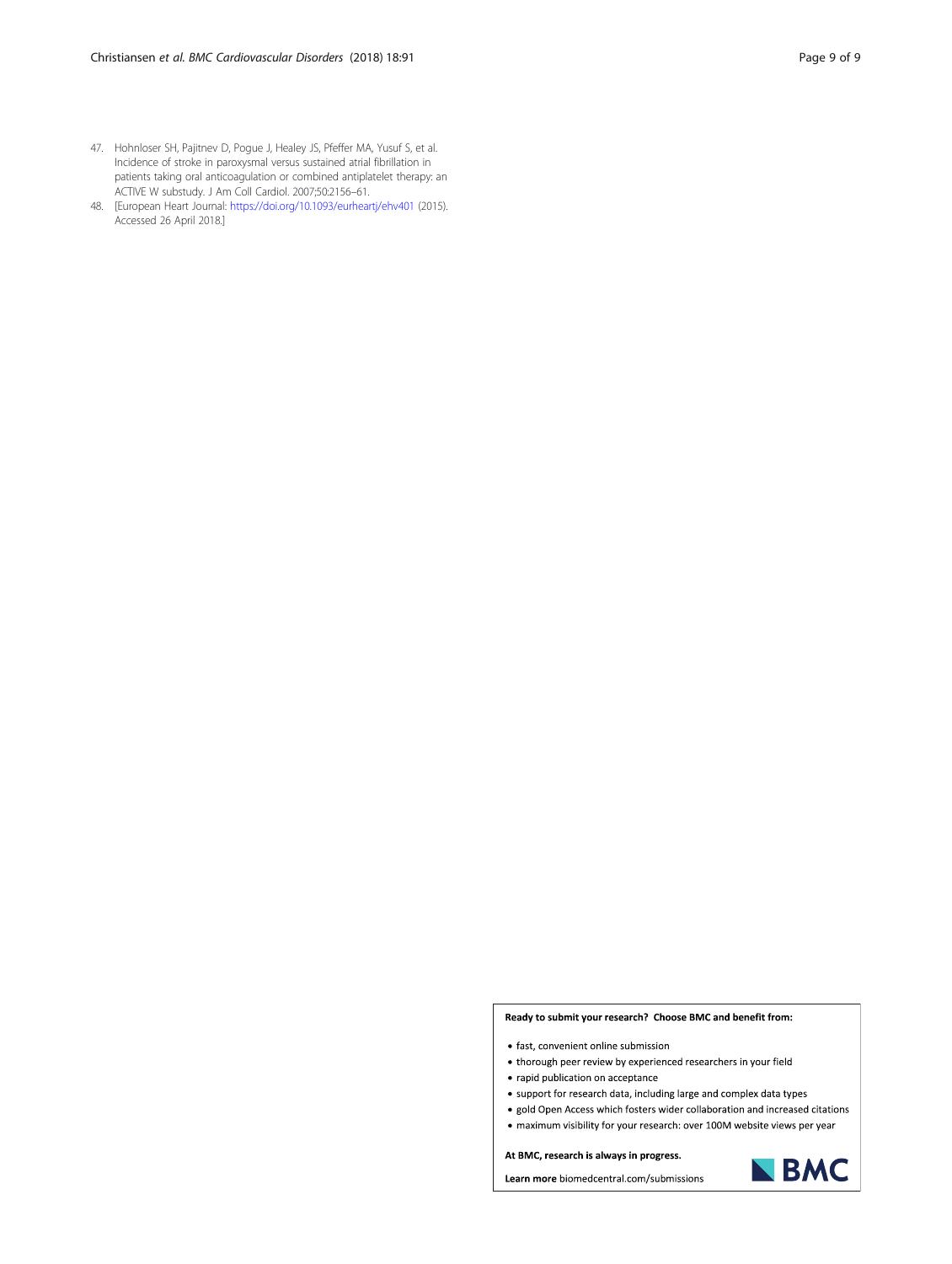47. Hohnloser SH, Pajitnev D, Pogue J, Healey JS, Pfeffer MA, Yusuf S, et al. Incidence of stroke in paroxysmal versus sustained atrial fibrillation in patients taking oral anticoagulation or combined antiplatelet therapy: an ACTIVE W substudy. J Am Coll Cardiol. 2007;50:2156–61.
48. [European Heart Journal: https://doi.org/10.1093/eurheartj/ehv401 (2015). Accessed 26 April 2018.]

**Ready to submit your research? Choose BMC and benefit from:**

- fast, convenient online submission
- thorough peer review by experienced researchers in your field
- rapid publication on acceptance
- support for research data, including large and complex data types
- gold Open Access which fosters wider collaboration and increased citations
- maximum visibility for your research: over 100M website views per year

**At BMC, research is always in progress.**

**Learn more** biomedcentral.com/submissions

BMC